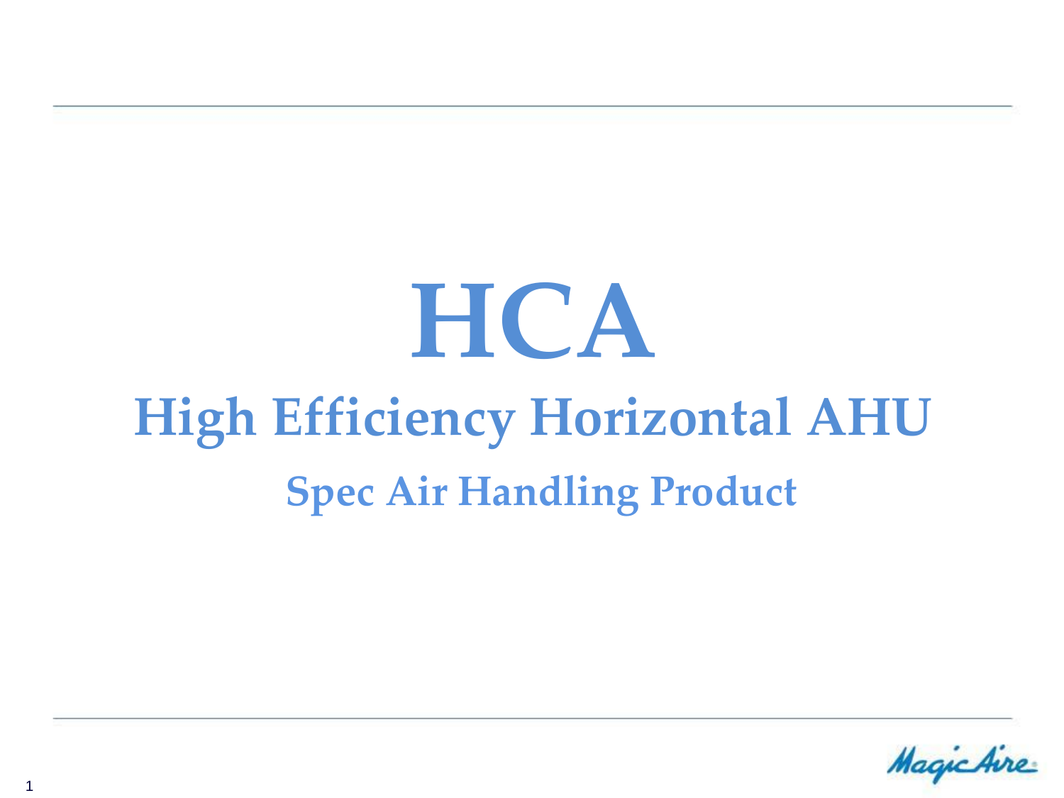# HCA

## High Efficiency Horizontal AHU

### Spec Air Handling Product

MagicAire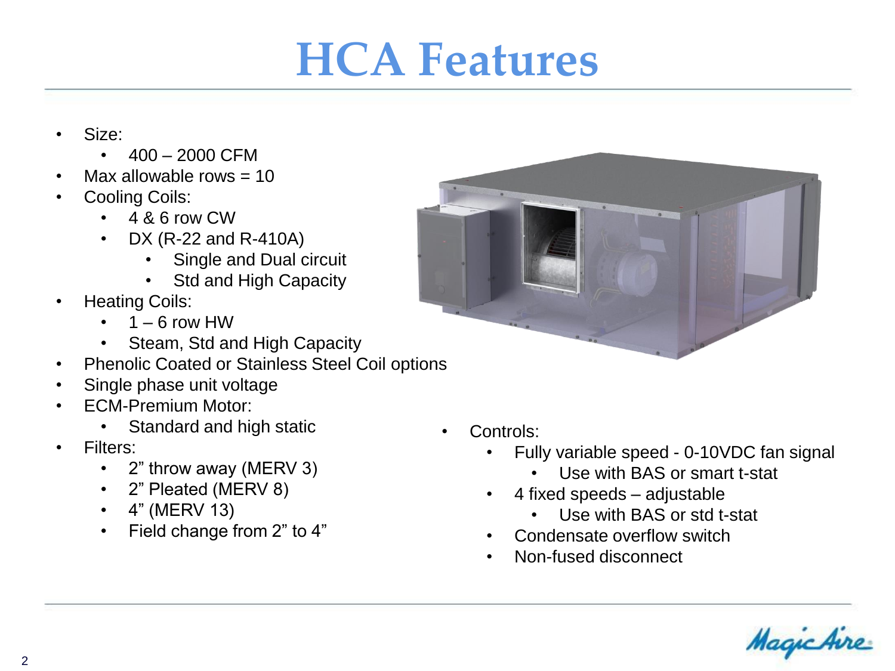# HCA Features

- Size:
  - 400 – 2000 CFM
- Max allowable rows = 10
- Cooling Coils:
  - 4 & 6 row CW
  - DX (R-22 and R-410A)
    - Single and Dual circuit
    - Std and High Capacity
- Heating Coils:
  - 1 – 6 row HW
  - Steam, Std and High Capacity
- Phenolic Coated or Stainless Steel Coil options
- Single phase unit voltage
- ECM-Premium Motor:
  - Standard and high static
- Filters:
  - 2" throw away (MERV 3)
  - 2" Pleated (MERV 8)
  - 4" (MERV 13)
  - Field change from 2" to 4"
- Controls:
  - Fully variable speed - 0-10VDC fan signal
    - Use with BAS or smart t-stat
  - 4 fixed speeds – adjustable
    - Use with BAS or std t-stat
  - Condensate overflow switch
  - Non-fused disconnect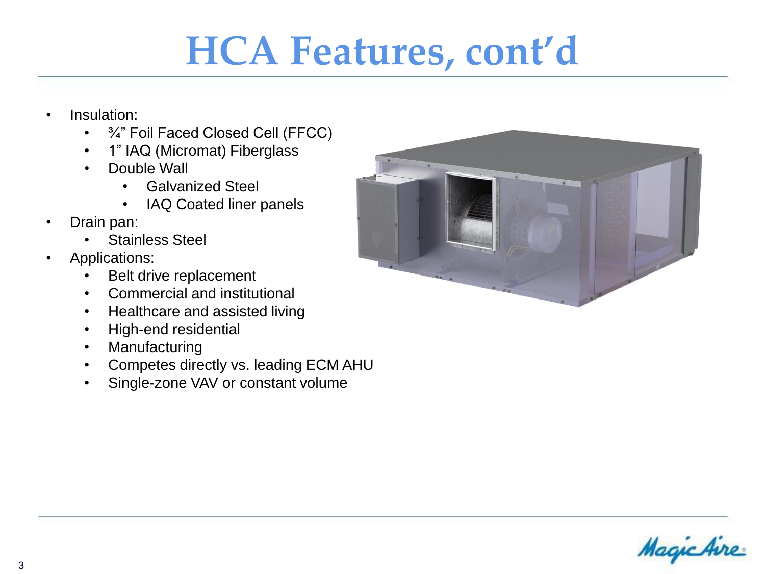# HCA Features, cont'd

- Insulation:
  - ¾" Foil Faced Closed Cell (FFCC)
  - 1" IAQ (Micromat) Fiberglass
  - Double Wall
    - Galvanized Steel
    - IAQ Coated liner panels
- Drain pan:
  - Stainless Steel
- Applications:
  - Belt drive replacement
  - Commercial and institutional
  - Healthcare and assisted living
  - High-end residential
  - Manufacturing
  - Competes directly vs. leading ECM AHU
  - Single-zone VAV or constant volume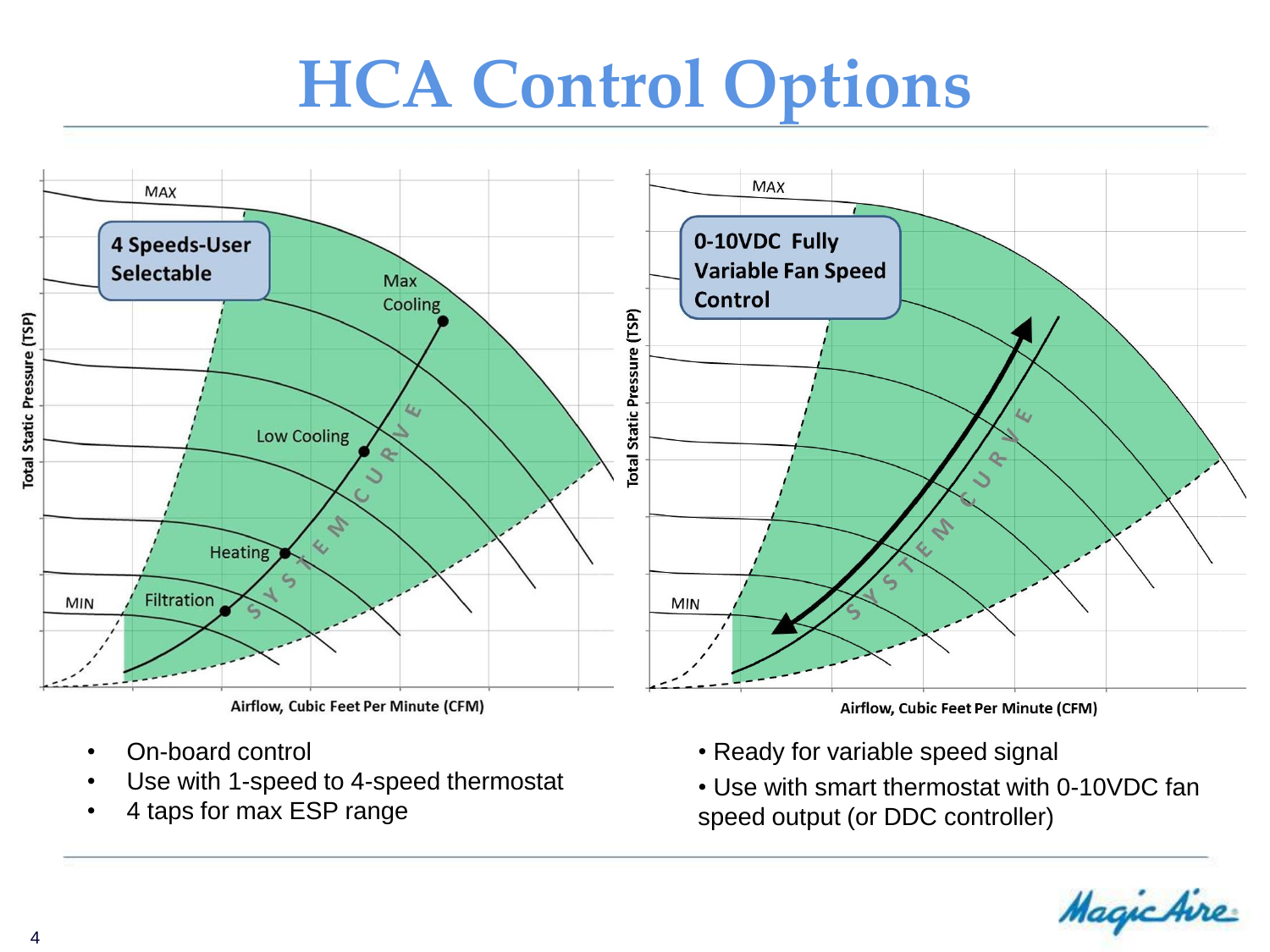# HCA Control Options

**4 Speeds-User Selectable**

- On-board control
- Use with 1-speed to 4-speed thermostat
- 4 taps for max ESP range

**0-10VDC Fully Variable Fan Speed Control**

- Ready for variable speed signal
- Use with smart thermostat with 0-10VDC fan speed output (or DDC controller)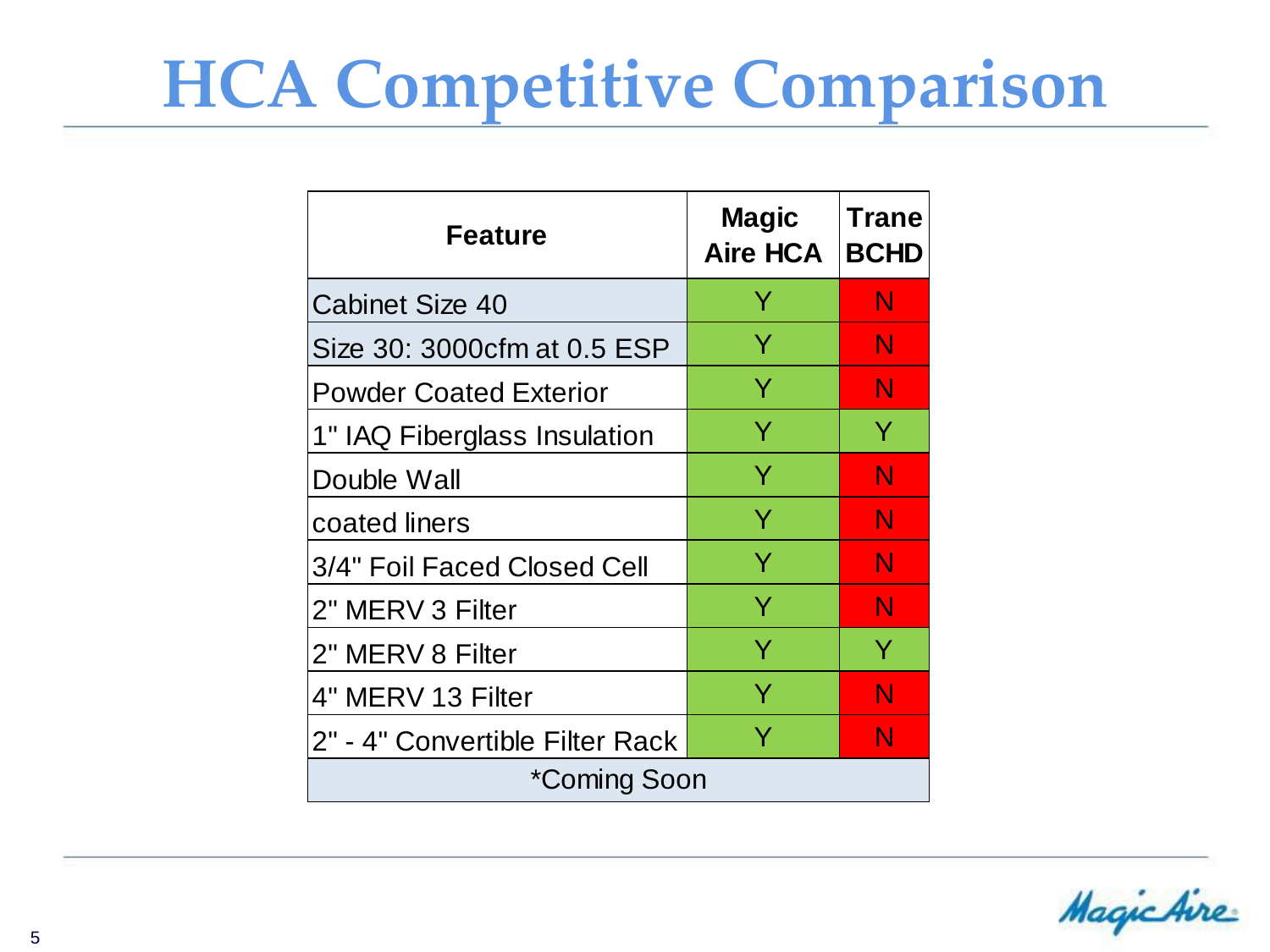# HCA Competitive Comparison

| Feature | Magic Aire HCA | Trane BCHD |
| --- | --- | --- |
| Cabinet Size 40 | Y | N |
| Size 30: 3000cfm at 0.5 ESP | Y | N |
| Powder Coated Exterior | Y | N |
| 1" IAQ Fiberglass Insulation | Y | Y |
| Double Wall | Y | N |
| coated liners | Y | N |
| 3/4" Foil Faced Closed Cell | Y | N |
| 2" MERV 3 Filter | Y | N |
| 2" MERV 8 Filter | Y | Y |
| 4" MERV 13 Filter | Y | N |
| 2" - 4" Convertible Filter Rack | Y | N |
| *Coming Soon | | |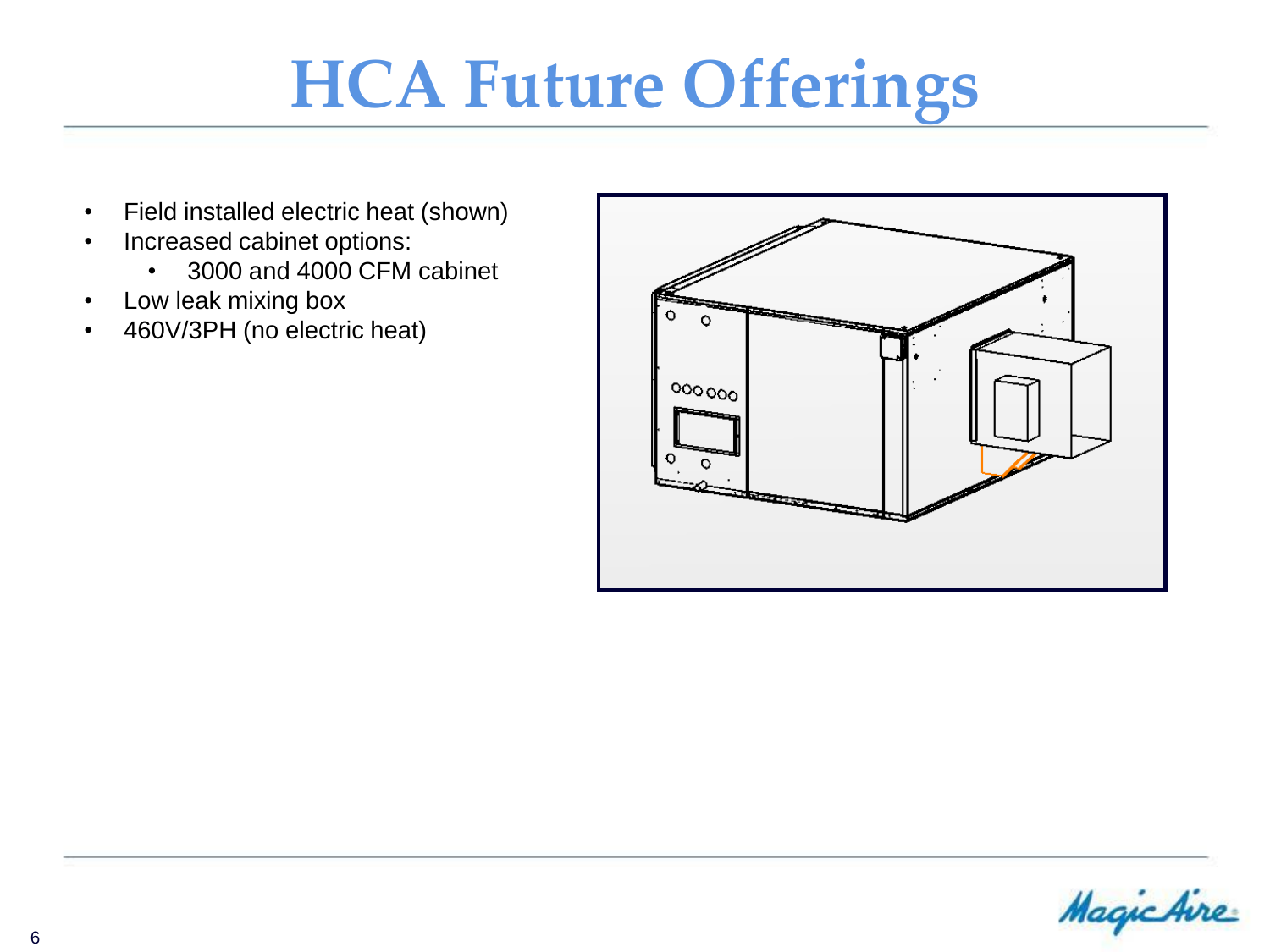# HCA Future Offerings

- Field installed electric heat (shown)
- Increased cabinet options:
  - 3000 and 4000 CFM cabinet
- Low leak mixing box
- 460V/3PH (no electric heat)